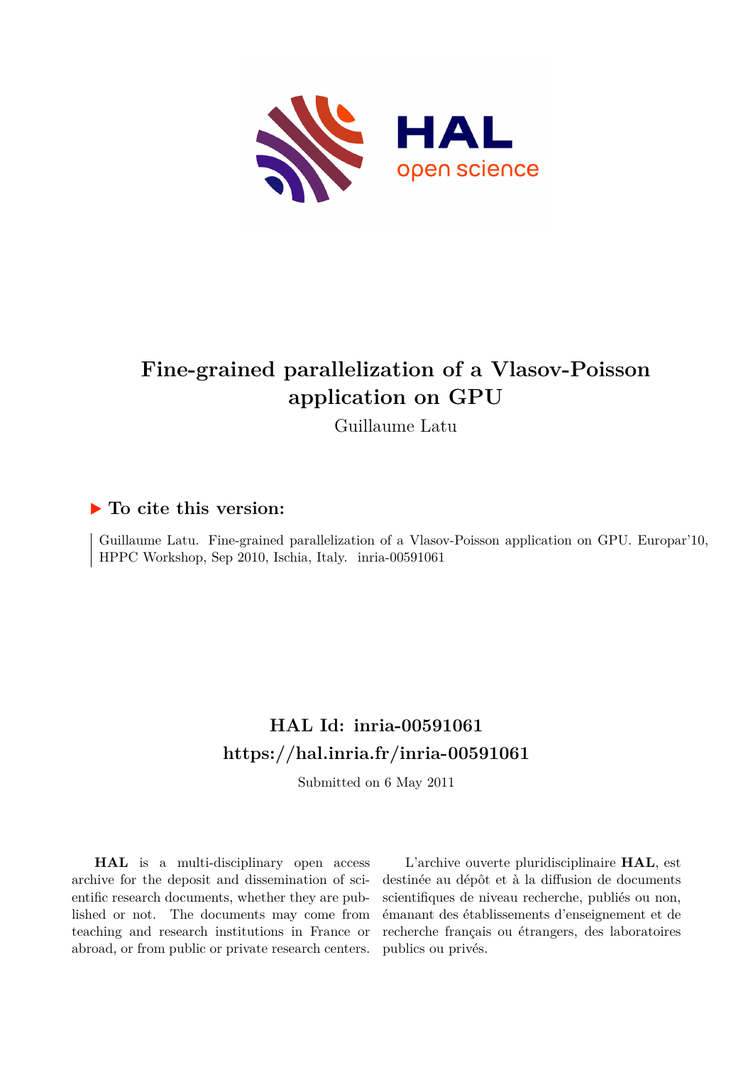# Fine-grained parallelization of a Vlasov-Poisson application on GPU

Guillaume Latu

## ▶ To cite this version:

Guillaume Latu. Fine-grained parallelization of a Vlasov-Poisson application on GPU. Europar'10, HPPC Workshop, Sep 2010, Ischia, Italy. inria-00591061

## HAL Id: inria-00591061
## https://hal.inria.fr/inria-00591061

Submitted on 6 May 2011

**HAL** is a multi-disciplinary open access archive for the deposit and dissemination of scientific research documents, whether they are published or not. The documents may come from teaching and research institutions in France or abroad, or from public or private research centers.

L'archive ouverte pluridisciplinaire **HAL**, est destinée au dépôt et à la diffusion de documents scientifiques de niveau recherche, publiés ou non, émanant des établissements d'enseignement et de recherche français ou étrangers, des laboratoires publics ou privés.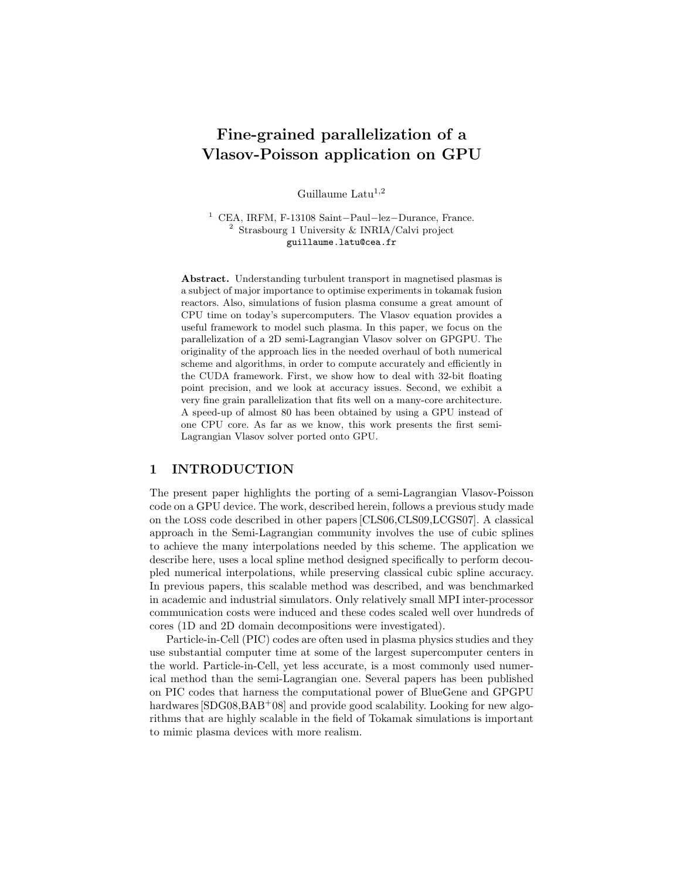# Fine-grained parallelization of a Vlasov-Poisson application on GPU

Guillaume Latu[1,2]

[1] CEA, IRFM, F-13108 Saint−Paul−lez−Durance, France.
[2] Strasbourg 1 University & INRIA/Calvi project
guillaume.latu@cea.fr

**Abstract.** Understanding turbulent transport in magnetised plasmas is a subject of major importance to optimise experiments in tokamak fusion reactors. Also, simulations of fusion plasma consume a great amount of CPU time on today's supercomputers. The Vlasov equation provides a useful framework to model such plasma. In this paper, we focus on the parallelization of a 2D semi-Lagrangian Vlasov solver on GPGPU. The originality of the approach lies in the needed overhaul of both numerical scheme and algorithms, in order to compute accurately and efficiently in the CUDA framework. First, we show how to deal with 32-bit floating point precision, and we look at accuracy issues. Second, we exhibit a very fine grain parallelization that fits well on a many-core architecture. A speed-up of almost 80 has been obtained by using a GPU instead of one CPU core. As far as we know, this work presents the first semi-Lagrangian Vlasov solver ported onto GPU.

## 1 INTRODUCTION

The present paper highlights the porting of a semi-Lagrangian Vlasov-Poisson code on a GPU device. The work, described herein, follows a previous study made on the LOSS code described in other papers [CLS06,CLS09,LCGS07]. A classical approach in the Semi-Lagrangian community involves the use of cubic splines to achieve the many interpolations needed by this scheme. The application we describe here, uses a local spline method designed specifically to perform decoupled numerical interpolations, while preserving classical cubic spline accuracy. In previous papers, this scalable method was described, and was benchmarked in academic and industrial simulators. Only relatively small MPI inter-processor communication costs were induced and these codes scaled well over hundreds of cores (1D and 2D domain decompositions were investigated).

Particle-in-Cell (PIC) codes are often used in plasma physics studies and they use substantial computer time at some of the largest supercomputer centers in the world. Particle-in-Cell, yet less accurate, is a most commonly used numerical method than the semi-Lagrangian one. Several papers has been published on PIC codes that harness the computational power of BlueGene and GPGPU hardwares [SDG08,BAB+08] and provide good scalability. Looking for new algorithms that are highly scalable in the field of Tokamak simulations is important to mimic plasma devices with more realism.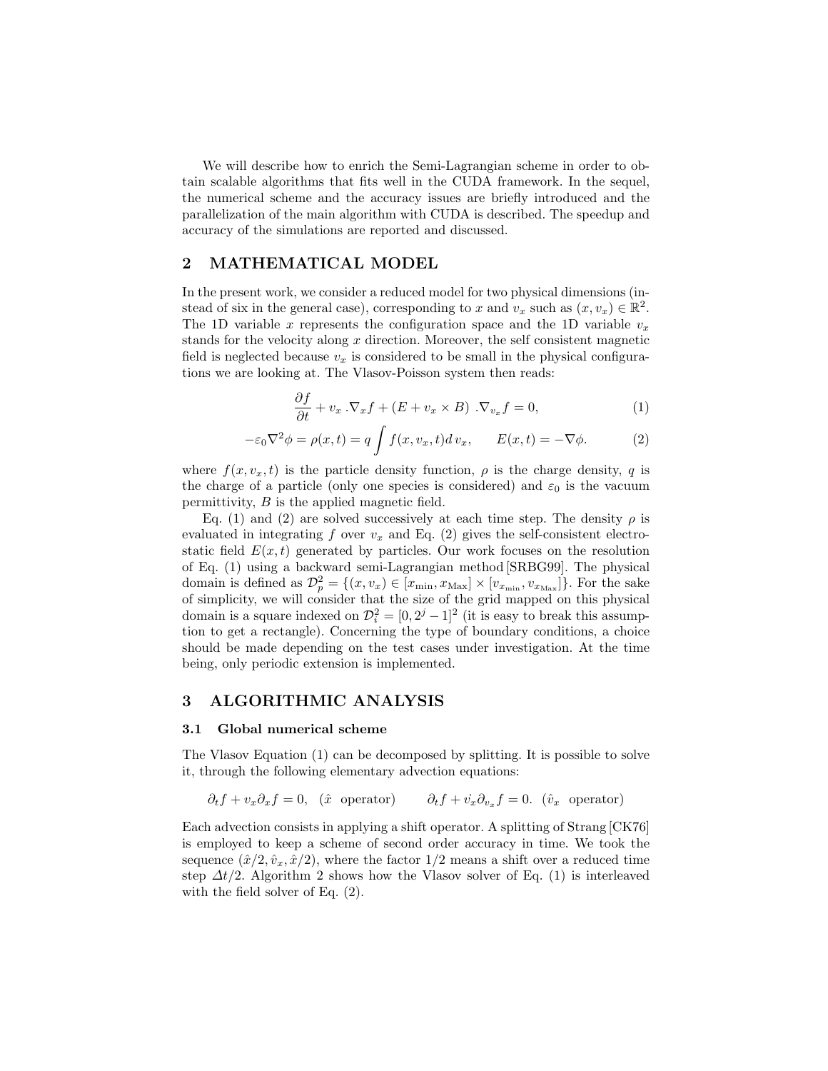We will describe how to enrich the Semi-Lagrangian scheme in order to obtain scalable algorithms that fits well in the CUDA framework. In the sequel, the numerical scheme and the accuracy issues are briefly introduced and the parallelization of the main algorithm with CUDA is described. The speedup and accuracy of the simulations are reported and discussed.

## 2 MATHEMATICAL MODEL

In the present work, we consider a reduced model for two physical dimensions (instead of six in the general case), corresponding to $x$ and $v_x$ such as $(x, v_x) \in \mathbb{R}^2$. The 1D variable $x$ represents the configuration space and the 1D variable $v_x$ stands for the velocity along $x$ direction. Moreover, the self consistent magnetic field is neglected because $v_x$ is considered to be small in the physical configurations we are looking at. The Vlasov-Poisson system then reads:

$$\frac{\partial f}{\partial t} + v_x \,.\nabla_x f + (E + v_x \times B) \;.\nabla_{v_x} f = 0, \tag{1}$$

$$-\varepsilon_0 \nabla^2 \phi = \rho(x,t) = q \int f(x, v_x, t) d\, v_x, \qquad E(x,t) = -\nabla \phi. \tag{2}$$

where $f(x, v_x, t)$ is the particle density function, $\rho$ is the charge density, $q$ is the charge of a particle (only one species is considered) and $\varepsilon_0$ is the vacuum permittivity, $B$ is the applied magnetic field.

Eq. (1) and (2) are solved successively at each time step. The density $\rho$ is evaluated in integrating $f$ over $v_x$ and Eq. (2) gives the self-consistent electrostatic field $E(x,t)$ generated by particles. Our work focuses on the resolution of Eq. (1) using a backward semi-Lagrangian method [SRBG99]. The physical domain is defined as $\mathcal{D}_p^2 = \{(x, v_x) \in [x_{\min}, x_{\mathrm{Max}}] \times [v_{x_{\min}}, v_{x_{\mathrm{Max}}}]\}$. For the sake of simplicity, we will consider that the size of the grid mapped on this physical domain is a square indexed on $\mathcal{D}_i^2 = [0, 2^j - 1]^2$ (it is easy to break this assumption to get a rectangle). Concerning the type of boundary conditions, a choice should be made depending on the test cases under investigation. At the time being, only periodic extension is implemented.

## 3 ALGORITHMIC ANALYSIS

### 3.1 Global numerical scheme

The Vlasov Equation (1) can be decomposed by splitting. It is possible to solve it, through the following elementary advection equations:

$$\partial_t f + v_x \partial_x f = 0, \;\; (\hat{x} \;\text{ operator}) \qquad \partial_t f + \dot{v_x} \partial_{v_x} f = 0. \;\; (\hat{v}_x \;\text{ operator})$$

Each advection consists in applying a shift operator. A splitting of Strang [CK76] is employed to keep a scheme of second order accuracy in time. We took the sequence $(\hat{x}/2, \hat{v}_x, \hat{x}/2)$, where the factor $1/2$ means a shift over a reduced time step $\Delta t/2$. Algorithm 2 shows how the Vlasov solver of Eq. (1) is interleaved with the field solver of Eq. (2).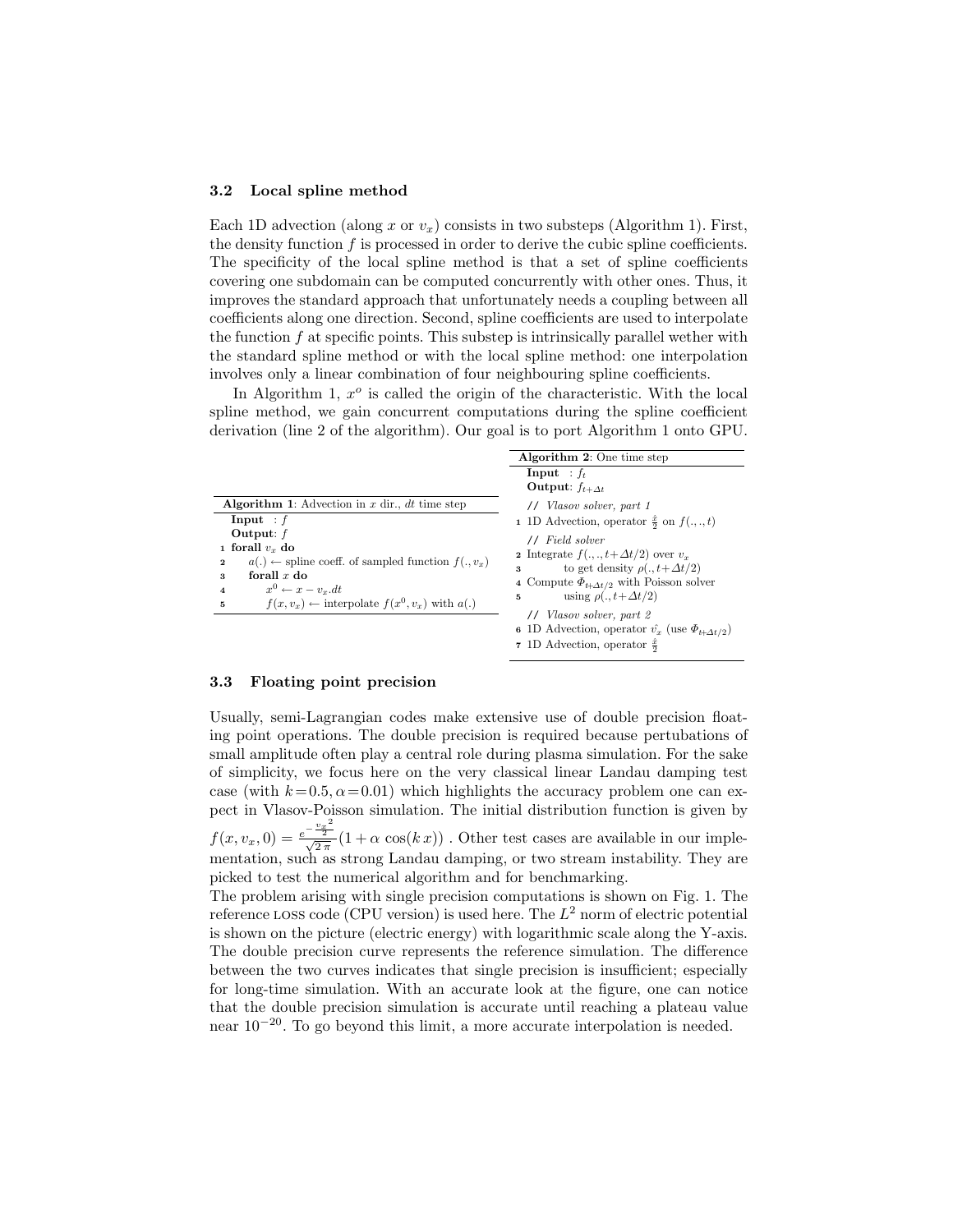### 3.2 Local spline method

Each 1D advection (along $x$ or $v_x$) consists in two substeps (Algorithm 1). First, the density function $f$ is processed in order to derive the cubic spline coefficients. The specificity of the local spline method is that a set of spline coefficients covering one subdomain can be computed concurrently with other ones. Thus, it improves the standard approach that unfortunately needs a coupling between all coefficients along one direction. Second, spline coefficients are used to interpolate the function $f$ at specific points. This substep is intrinsically parallel wether with the standard spline method or with the local spline method: one interpolation involves only a linear combination of four neighbouring spline coefficients.

In Algorithm 1, $x^o$ is called the origin of the characteristic. With the local spline method, we gain concurrent computations during the spline coefficient derivation (line 2 of the algorithm). Our goal is to port Algorithm 1 onto GPU.

**Algorithm 1**: Advection in $x$ dir., $dt$ time step

```
   Input  : f
   Output: f
1  forall v_x do
2      a(.) ← spline coeff. of sampled function f(., v_x)
3      forall x do
4          x^0 ← x − v_x.dt
5          f(x, v_x) ← interpolate f(x^0, v_x) with a(.)
```

**Algorithm 2**: One time step

```
   Input  : f_t
   Output: f_{t+Δt}
   // Vlasov solver, part 1
1  1D Advection, operator x/2 on f(., ., t)
   // Field solver
2  Integrate f(., ., t+Δt/2) over v_x
3      to get density ρ(., t+Δt/2)
4  Compute Φ_{t+Δt/2} with Poisson solver
5      using ρ(., t+Δt/2)
   // Vlasov solver, part 2
6  1D Advection, operator v̇_x (use Φ_{t+Δt/2})
7  1D Advection, operator x/2
```

### 3.3 Floating point precision

Usually, semi-Lagrangian codes make extensive use of double precision floating point operations. The double precision is required because pertubations of small amplitude often play a central role during plasma simulation. For the sake of simplicity, we focus here on the very classical linear Landau damping test case (with $k=0.5, \alpha=0.01$) which highlights the accuracy problem one can expect in Vlasov-Poisson simulation. The initial distribution function is given by $f(x, v_x, 0) = \frac{e^{-\frac{v_x^2}{2}}}{\sqrt{2\pi}}(1 + \alpha \cos(k\,x))$ . Other test cases are available in our implementation, such as strong Landau damping, or two stream instability. They are picked to test the numerical algorithm and for benchmarking.

The problem arising with single precision computations is shown on Fig. 1. The reference LOSS code (CPU version) is used here. The $L^2$ norm of electric potential is shown on the picture (electric energy) with logarithmic scale along the Y-axis. The double precision curve represents the reference simulation. The difference between the two curves indicates that single precision is insufficient; especially for long-time simulation. With an accurate look at the figure, one can notice that the double precision simulation is accurate until reaching a plateau value near $10^{-20}$. To go beyond this limit, a more accurate interpolation is needed.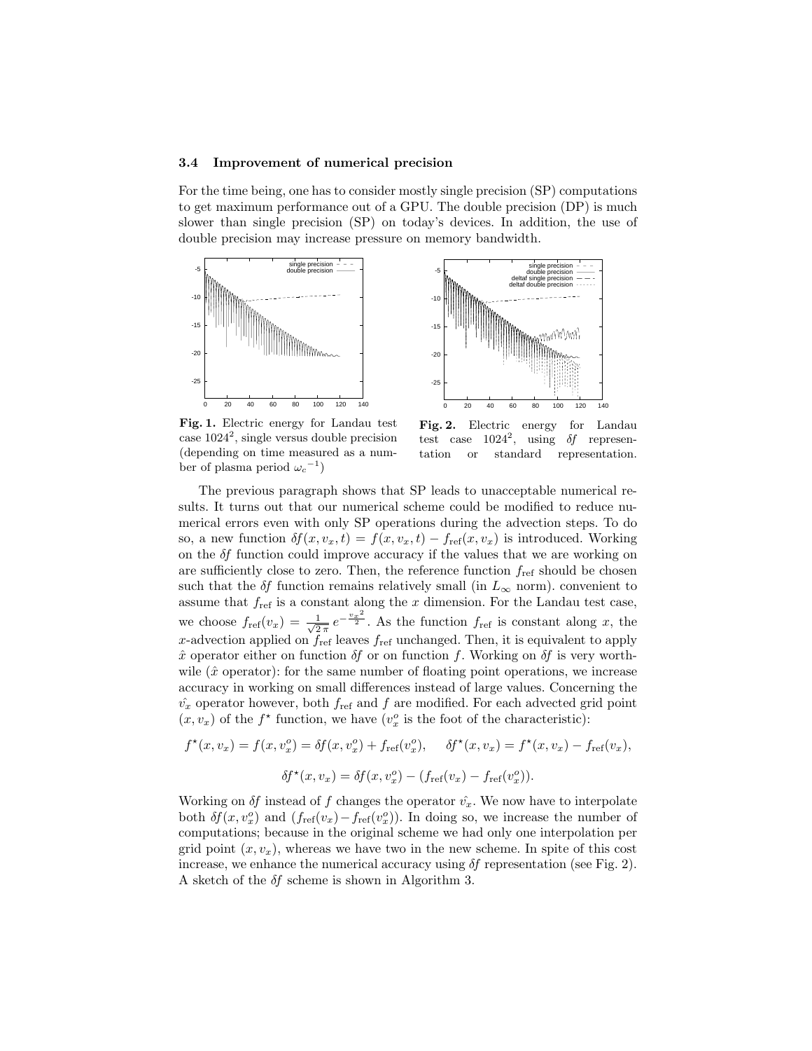### 3.4 Improvement of numerical precision

For the time being, one has to consider mostly single precision (SP) computations to get maximum performance out of a GPU. The double precision (DP) is much slower than single precision (SP) on today's devices. In addition, the use of double precision may increase pressure on memory bandwidth.

**Fig. 1.** Electric energy for Landau test case $1024^2$, single versus double precision (depending on time measured as a number of plasma period ${\omega_c}^{-1}$)

**Fig. 2.** Electric energy for Landau test case $1024^2$, using $\delta f$ representation or standard representation.

The previous paragraph shows that SP leads to unacceptable numerical results. It turns out that our numerical scheme could be modified to reduce numerical errors even with only SP operations during the advection steps. To do so, a new function $\delta f(x, v_x, t) = f(x, v_x, t) - f_{\text{ref}}(x, v_x)$ is introduced. Working on the $\delta f$ function could improve accuracy if the values that we are working on are sufficiently close to zero. Then, the reference function $f_{\text{ref}}$ should be chosen such that the $\delta f$ function remains relatively small (in $L_\infty$ norm). convenient to assume that $f_{\text{ref}}$ is a constant along the $x$ dimension. For the Landau test case, we choose $f_{\text{ref}}(v_x) = \frac{1}{\sqrt{2\,\pi}}\, e^{-\frac{{v_x}^2}{2}}$. As the function $f_{\text{ref}}$ is constant along $x$, the $x$-advection applied on $f_{\text{ref}}$ leaves $f_{\text{ref}}$ unchanged. Then, it is equivalent to apply $\hat{x}$ operator either on function $\delta f$ or on function $f$. Working on $\delta f$ is very worthwile ($\hat{x}$ operator): for the same number of floating point operations, we increase accuracy in working on small differences instead of large values. Concerning the $\hat{v_x}$ operator however, both $f_{\text{ref}}$ and $f$ are modified. For each advected grid point $(x, v_x)$ of the $f^\star$ function, we have ($v_x^o$ is the foot of the characteristic):

$$f^\star(x, v_x) = f(x, v_x^o) = \delta f(x, v_x^o) + f_{\text{ref}}(v_x^o), \qquad \delta f^\star(x, v_x) = f^\star(x, v_x) - f_{\text{ref}}(v_x),$$

$$\delta f^\star(x, v_x) = \delta f(x, v_x^o) - (f_{\text{ref}}(v_x) - f_{\text{ref}}(v_x^o)).$$

Working on $\delta f$ instead of $f$ changes the operator $\hat{v_x}$. We now have to interpolate both $\delta f(x, v_x^o)$ and $(f_{\text{ref}}(v_x) - f_{\text{ref}}(v_x^o))$. In doing so, we increase the number of computations; because in the original scheme we had only one interpolation per grid point $(x, v_x)$, whereas we have two in the new scheme. In spite of this cost increase, we enhance the numerical accuracy using $\delta f$ representation (see Fig. 2). A sketch of the $\delta f$ scheme is shown in Algorithm 3.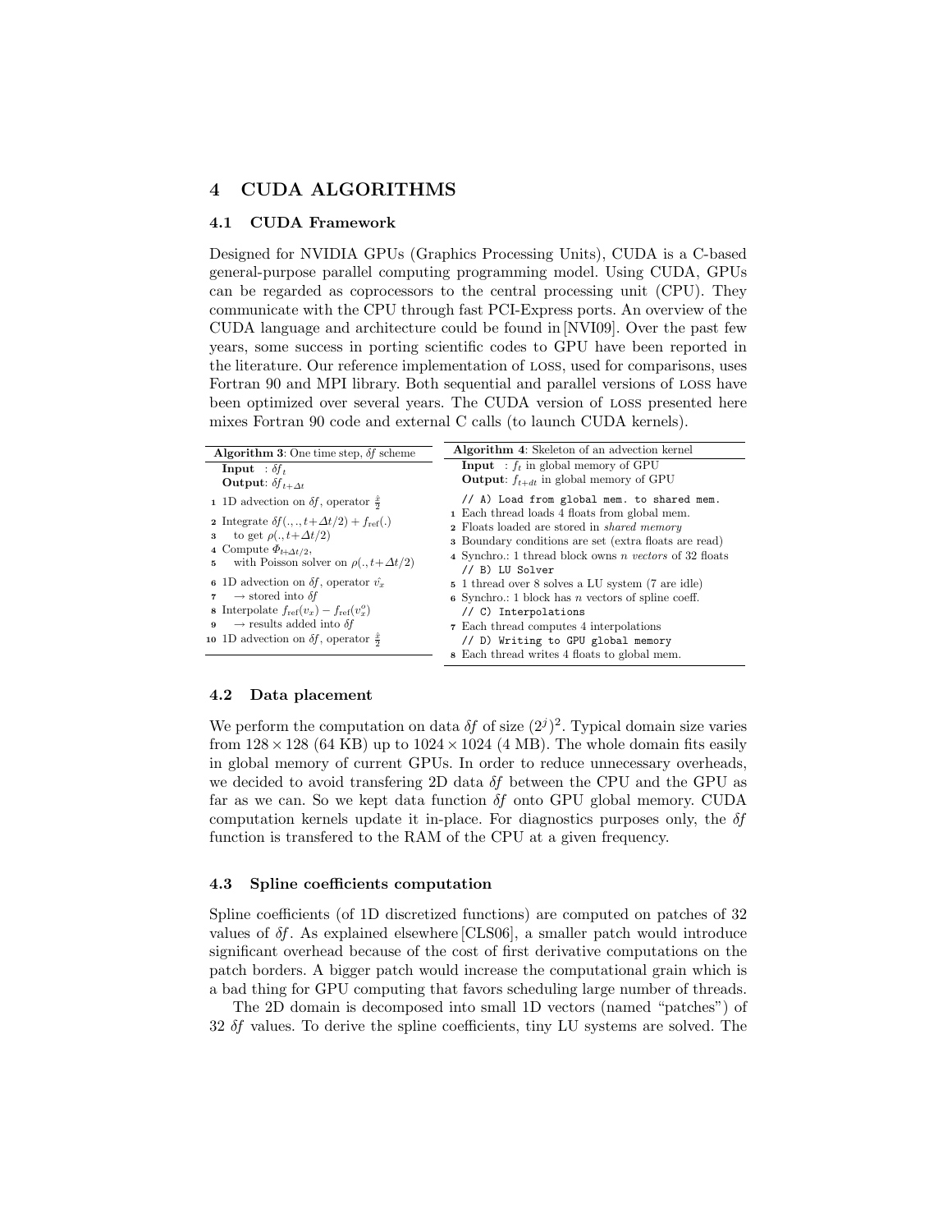## 4 CUDA ALGORITHMS

### 4.1 CUDA Framework

Designed for NVIDIA GPUs (Graphics Processing Units), CUDA is a C-based general-purpose parallel computing programming model. Using CUDA, GPUs can be regarded as coprocessors to the central processing unit (CPU). They communicate with the CPU through fast PCI-Express ports. An overview of the CUDA language and architecture could be found in [NVI09]. Over the past few years, some success in porting scientific codes to GPU have been reported in the literature. Our reference implementation of LOSS, used for comparisons, uses Fortran 90 and MPI library. Both sequential and parallel versions of LOSS have been optimized over several years. The CUDA version of LOSS presented here mixes Fortran 90 code and external C calls (to launch CUDA kernels).

**Algorithm 3**: One time step, $\delta f$ scheme

**Input** : $\delta f_t$
**Output**: $\delta f_{t+\Delta t}$

1. 1D advection on $\delta f$, operator $\frac{\hat{x}}{2}$
2. Integrate $\delta f(.,.,t+\Delta t/2) + f_{\text{ref}}(.)$
3. to get $\rho(.,t+\Delta t/2)$
4. Compute $\Phi_{t+\Delta t/2}$,
5. with Poisson solver on $\rho(.,t+\Delta t/2)$
6. 1D advection on $\delta f$, operator $\hat{v_x}$
7. $\rightarrow$ stored into $\delta f$
8. Interpolate $f_{\text{ref}}(v_x) - f_{\text{ref}}(v_x^o)$
9. $\rightarrow$ results added into $\delta f$
10. 1D advection on $\delta f$, operator $\frac{\hat{x}}{2}$

**Algorithm 4**: Skeleton of an advection kernel

**Input** : $f_t$ in global memory of GPU
**Output**: $f_{t+dt}$ in global memory of GPU

`// A) Load from global mem. to shared mem.`

1. Each thread loads 4 floats from global mem.
2. Floats loaded are stored in *shared memory*
3. Boundary conditions are set (extra floats are read)
4. Synchro.: 1 thread block owns *n vectors* of 32 floats

`// B) LU Solver`

5. 1 thread over 8 solves a LU system (7 are idle)
6. Synchro.: 1 block has $n$ vectors of spline coeff.

`// C) Interpolations`

7. Each thread computes 4 interpolations

`// D) Writing to GPU global memory`

8. Each thread writes 4 floats to global mem.

### 4.2 Data placement

We perform the computation on data $\delta f$ of size $(2^j)^2$. Typical domain size varies from $128 \times 128$ (64 KB) up to $1024 \times 1024$ (4 MB). The whole domain fits easily in global memory of current GPUs. In order to reduce unnecessary overheads, we decided to avoid transfering 2D data $\delta f$ between the CPU and the GPU as far as we can. So we kept data function $\delta f$ onto GPU global memory. CUDA computation kernels update it in-place. For diagnostics purposes only, the $\delta f$ function is transfered to the RAM of the CPU at a given frequency.

### 4.3 Spline coefficients computation

Spline coefficients (of 1D discretized functions) are computed on patches of 32 values of $\delta f$. As explained elsewhere [CLS06], a smaller patch would introduce significant overhead because of the cost of first derivative computations on the patch borders. A bigger patch would increase the computational grain which is a bad thing for GPU computing that favors scheduling large number of threads.

The 2D domain is decomposed into small 1D vectors (named "patches") of 32 $\delta f$ values. To derive the spline coefficients, tiny LU systems are solved. The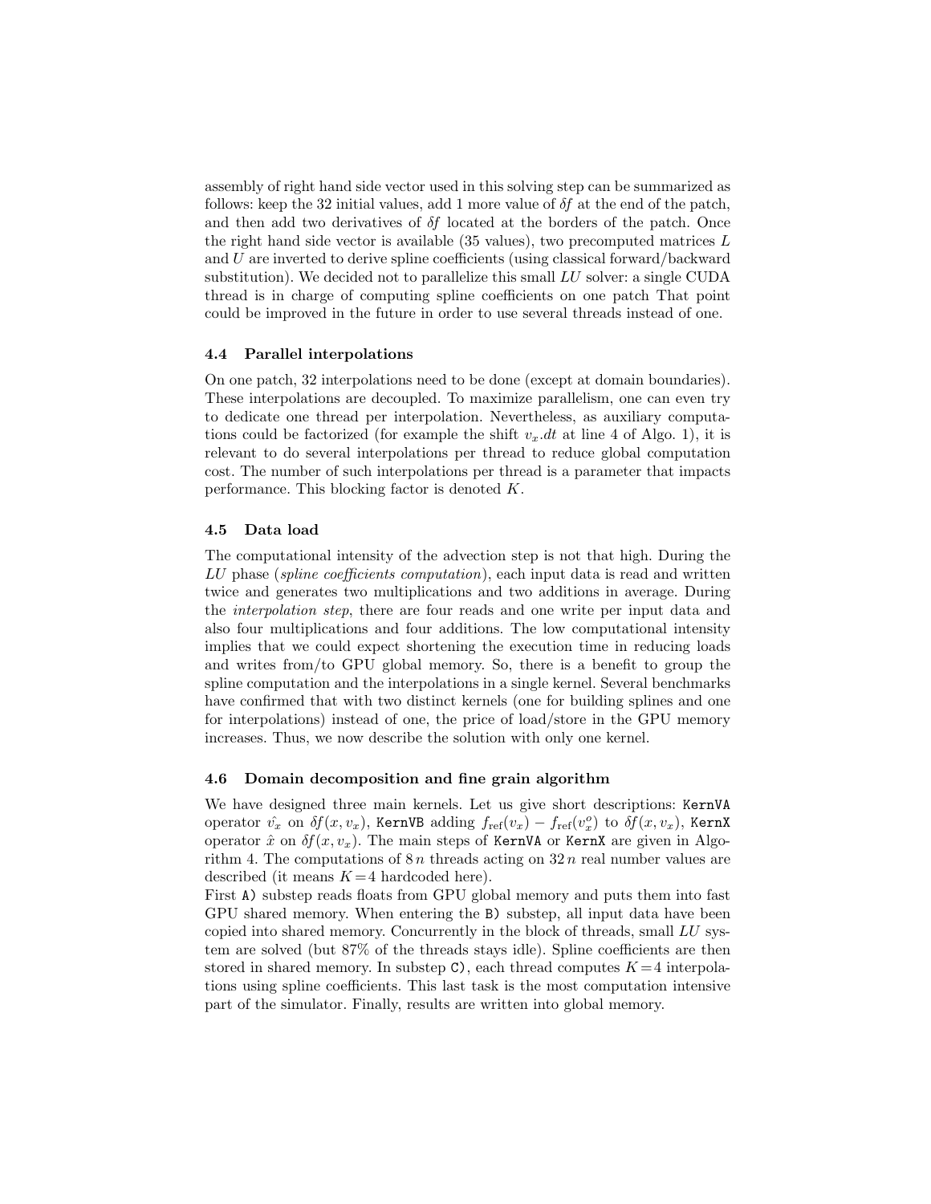assembly of right hand side vector used in this solving step can be summarized as follows: keep the 32 initial values, add 1 more value of $\delta f$ at the end of the patch, and then add two derivatives of $\delta f$ located at the borders of the patch. Once the right hand side vector is available (35 values), two precomputed matrices $L$ and $U$ are inverted to derive spline coefficients (using classical forward/backward substitution). We decided not to parallelize this small $LU$ solver: a single CUDA thread is in charge of computing spline coefficients on one patch That point could be improved in the future in order to use several threads instead of one.

### 4.4 Parallel interpolations

On one patch, 32 interpolations need to be done (except at domain boundaries). These interpolations are decoupled. To maximize parallelism, one can even try to dedicate one thread per interpolation. Nevertheless, as auxiliary computations could be factorized (for example the shift $v_x.dt$ at line 4 of Algo. 1), it is relevant to do several interpolations per thread to reduce global computation cost. The number of such interpolations per thread is a parameter that impacts performance. This blocking factor is denoted $K$.

### 4.5 Data load

The computational intensity of the advection step is not that high. During the $LU$ phase (*spline coefficients computation*), each input data is read and written twice and generates two multiplications and two additions in average. During the *interpolation step*, there are four reads and one write per input data and also four multiplications and four additions. The low computational intensity implies that we could expect shortening the execution time in reducing loads and writes from/to GPU global memory. So, there is a benefit to group the spline computation and the interpolations in a single kernel. Several benchmarks have confirmed that with two distinct kernels (one for building splines and one for interpolations) instead of one, the price of load/store in the GPU memory increases. Thus, we now describe the solution with only one kernel.

### 4.6 Domain decomposition and fine grain algorithm

We have designed three main kernels. Let us give short descriptions: `KernVA` operator $\hat{v_x}$ on $\delta f(x, v_x)$, `KernVB` adding $f_{\text{ref}}(v_x) - f_{\text{ref}}(v_x^o)$ to $\delta f(x, v_x)$, `KernX` operator $\hat{x}$ on $\delta f(x, v_x)$. The main steps of `KernVA` or `KernX` are given in Algorithm 4. The computations of $8\,n$ threads acting on $32\,n$ real number values are described (it means $K=4$ hardcoded here).

First `A)` substep reads floats from GPU global memory and puts them into fast GPU shared memory. When entering the `B)` substep, all input data have been copied into shared memory. Concurrently in the block of threads, small $LU$ system are solved (but 87% of the threads stays idle). Spline coefficients are then stored in shared memory. In substep `C)`, each thread computes $K=4$ interpolations using spline coefficients. This last task is the most computation intensive part of the simulator. Finally, results are written into global memory.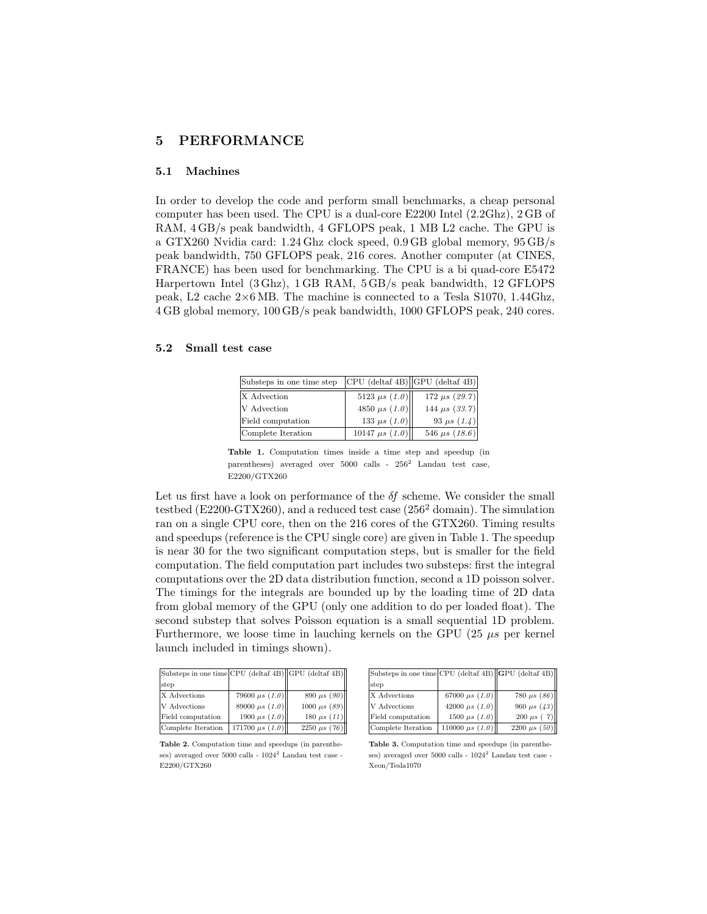## 5 PERFORMANCE

### 5.1 Machines

In order to develop the code and perform small benchmarks, a cheap personal computer has been used. The CPU is a dual-core E2200 Intel (2.2Ghz), 2 GB of RAM, 4 GB/s peak bandwidth, 4 GFLOPS peak, 1 MB L2 cache. The GPU is a GTX260 Nvidia card: 1.24 Ghz clock speed, 0.9 GB global memory, 95 GB/s peak bandwidth, 750 GFLOPS peak, 216 cores. Another computer (at CINES, FRANCE) has been used for benchmarking. The CPU is a bi quad-core E5472 Harpertown Intel (3 Ghz), 1 GB RAM, 5 GB/s peak bandwidth, 12 GFLOPS peak, L2 cache 2×6 MB. The machine is connected to a Tesla S1070, 1.44Ghz, 4 GB global memory, 100 GB/s peak bandwidth, 1000 GFLOPS peak, 240 cores.

### 5.2 Small test case

| Substeps in one time step | CPU (deltaf 4B) | GPU (deltaf 4B) |
|---|---|---|
| X Advection | 5123 $\mu s$ (*1.0*) | 172 $\mu s$ (*29.7*) |
| V Advection | 4850 $\mu s$ (*1.0*) | 144 $\mu s$ (*33.7*) |
| Field computation | 133 $\mu s$ (*1.0*) | 93 $\mu s$ (*1.4*) |
| Complete Iteration | 10147 $\mu s$ (*1.0*) | 546 $\mu s$ (*18.6*) |

**Table 1.** Computation times inside a time step and speedup (in parentheses) averaged over 5000 calls - $256^2$ Landau test case, E2200/GTX260

Let us first have a look on performance of the $\delta f$ scheme. We consider the small testbed (E2200-GTX260), and a reduced test case ($256^2$ domain). The simulation ran on a single CPU core, then on the 216 cores of the GTX260. Timing results and speedups (reference is the CPU single core) are given in Table 1. The speedup is near 30 for the two significant computation steps, but is smaller for the field computation. The field computation part includes two substeps: first the integral computations over the 2D data distribution function, second a 1D poisson solver. The timings for the integrals are bounded up by the loading time of 2D data from global memory of the GPU (only one addition to do per loaded float). The second substep that solves Poisson equation is a small sequential 1D problem. Furthermore, we loose time in lauching kernels on the GPU (25 $\mu s$ per kernel launch included in timings shown).

| Substeps in one time step | CPU (deltaf 4B) | GPU (deltaf 4B) |
|---|---|---|
| X Advections | 79600 $\mu s$ (*1.0*) | 890 $\mu s$ (*90*) |
| V Advections | 89000 $\mu s$ (*1.0*) | 1000 $\mu s$ (*89*) |
| Field computation | 1900 $\mu s$ (*1.0*) | 180 $\mu s$ (*11*) |
| Complete Iteration | 171700 $\mu s$ (*1.0*) | 2250 $\mu s$ (*76*) |

**Table 2.** Computation time and speedups (in parentheses) averaged over 5000 calls - $1024^2$ Landau test case - E2200/GTX260

| Substeps in one time step | CPU (deltaf 4B) | GPU (deltaf 4B) |
|---|---|---|
| X Advections | 67000 $\mu s$ (*1.0*) | 780 $\mu s$ (*86*) |
| V Advections | 42000 $\mu s$ (*1.0*) | 960 $\mu s$ (*43*) |
| Field computation | 1500 $\mu s$ (*1.0*) | 200 $\mu s$ ( *7*) |
| Complete Iteration | 110000 $\mu s$ (*1.0*) | 2200 $\mu s$ (*50*) |

**Table 3.** Computation time and speedups (in parentheses) averaged over 5000 calls - $1024^2$ Landau test case - Xeon/Tesla1070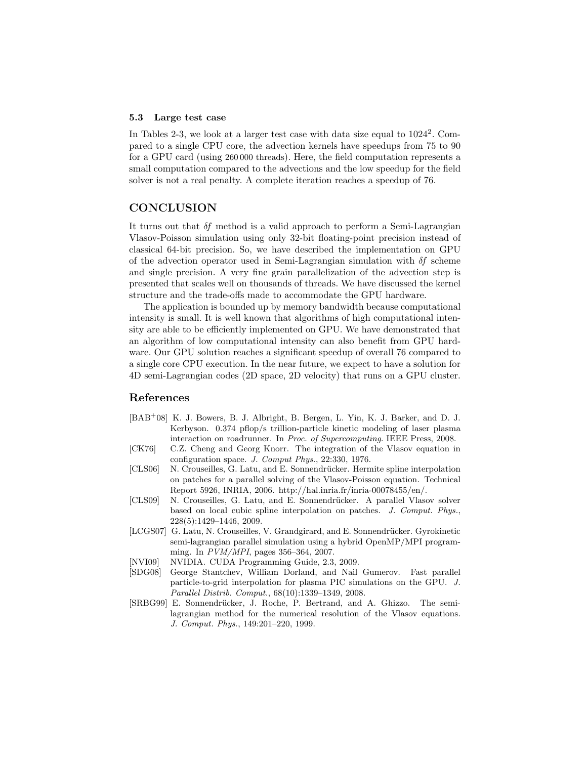### 5.3 Large test case

In Tables 2-3, we look at a larger test case with data size equal to $1024^2$. Compared to a single CPU core, the advection kernels have speedups from 75 to 90 for a GPU card (using 260 000 threads). Here, the field computation represents a small computation compared to the advections and the low speedup for the field solver is not a real penalty. A complete iteration reaches a speedup of 76.

## CONCLUSION

It turns out that $\delta f$ method is a valid approach to perform a Semi-Lagrangian Vlasov-Poisson simulation using only 32-bit floating-point precision instead of classical 64-bit precision. So, we have described the implementation on GPU of the advection operator used in Semi-Lagrangian simulation with $\delta f$ scheme and single precision. A very fine grain parallelization of the advection step is presented that scales well on thousands of threads. We have discussed the kernel structure and the trade-offs made to accommodate the GPU hardware.

The application is bounded up by memory bandwidth because computational intensity is small. It is well known that algorithms of high computational intensity are able to be efficiently implemented on GPU. We have demonstrated that an algorithm of low computational intensity can also benefit from GPU hardware. Our GPU solution reaches a significant speedup of overall 76 compared to a single core CPU execution. In the near future, we expect to have a solution for 4D semi-Lagrangian codes (2D space, 2D velocity) that runs on a GPU cluster.

## References

- [BAB+08] K. J. Bowers, B. J. Albright, B. Bergen, L. Yin, K. J. Barker, and D. J. Kerbyson. 0.374 pflop/s trillion-particle kinetic modeling of laser plasma interaction on roadrunner. In *Proc. of Supercomputing*. IEEE Press, 2008.
- [CK76] C.Z. Cheng and Georg Knorr. The integration of the Vlasov equation in configuration space. *J. Comput Phys.*, 22:330, 1976.
- [CLS06] N. Crouseilles, G. Latu, and E. Sonnendrücker. Hermite spline interpolation on patches for a parallel solving of the Vlasov-Poisson equation. Technical Report 5926, INRIA, 2006. http://hal.inria.fr/inria-00078455/en/.
- [CLS09] N. Crouseilles, G. Latu, and E. Sonnendrücker. A parallel Vlasov solver based on local cubic spline interpolation on patches. *J. Comput. Phys.*, 228(5):1429–1446, 2009.
- [LCGS07] G. Latu, N. Crouseilles, V. Grandgirard, and E. Sonnendrücker. Gyrokinetic semi-lagrangian parallel simulation using a hybrid OpenMP/MPI programming. In *PVM/MPI*, pages 356–364, 2007.
- [NVI09] NVIDIA. CUDA Programming Guide, 2.3, 2009.
- [SDG08] George Stantchev, William Dorland, and Nail Gumerov. Fast parallel particle-to-grid interpolation for plasma PIC simulations on the GPU. *J. Parallel Distrib. Comput.*, 68(10):1339–1349, 2008.
- [SRBG99] E. Sonnendrücker, J. Roche, P. Bertrand, and A. Ghizzo. The semi-lagrangian method for the numerical resolution of the Vlasov equations. *J. Comput. Phys.*, 149:201–220, 1999.